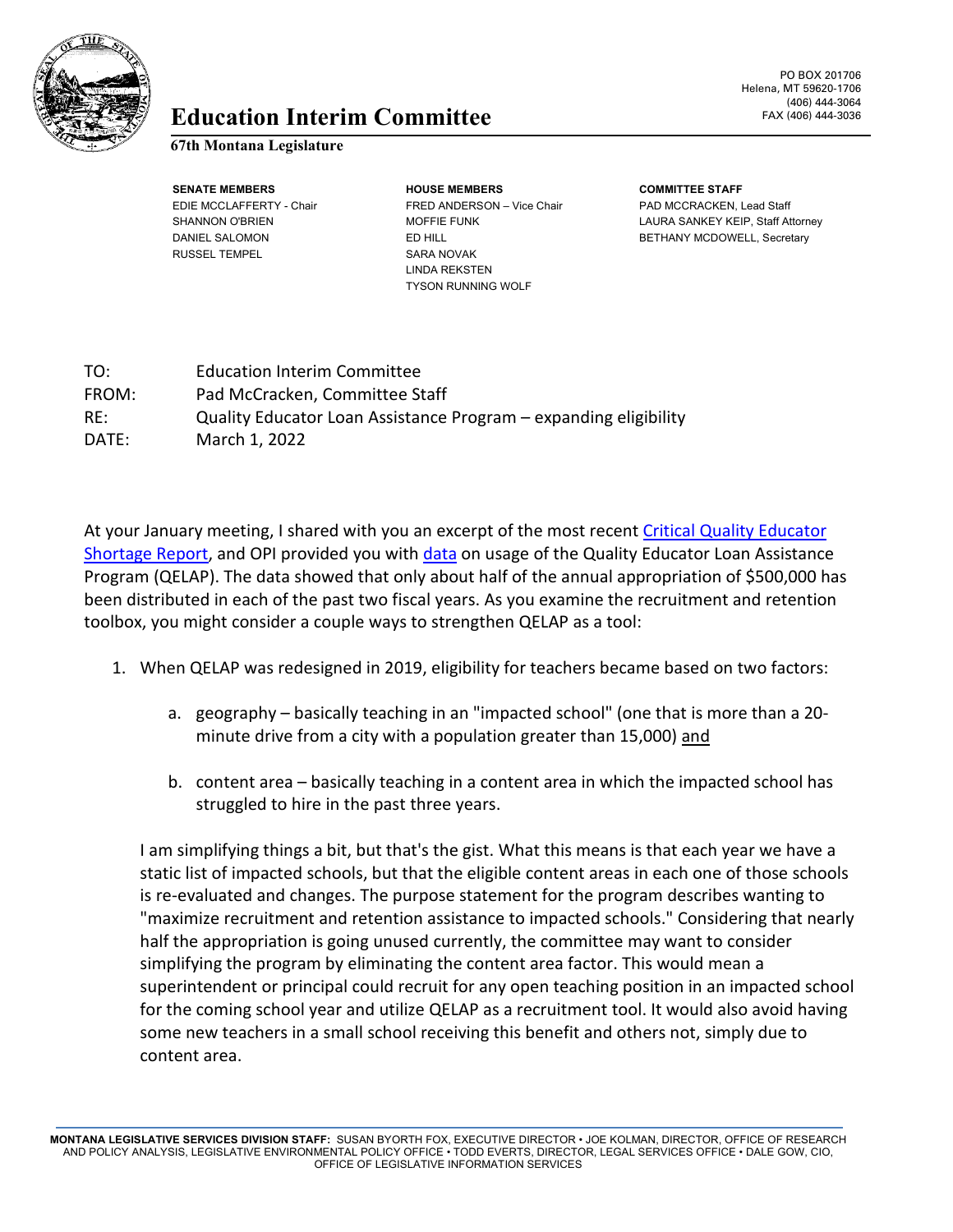# Education Interim Committee

**67th Montana Legislature**

PO BOX 201706
Helena, MT 59620-1706
(406) 444-3064
FAX (406) 444-3036

| SENATE MEMBERS | HOUSE MEMBERS | COMMITTEE STAFF |
|---|---|---|
| EDIE MCCLAFFERTY - Chair | FRED ANDERSON – Vice Chair | PAD MCCRACKEN, Lead Staff |
| SHANNON O'BRIEN | MOFFIE FUNK | LAURA SANKEY KEIP, Staff Attorney |
| DANIEL SALOMON | ED HILL | BETHANY MCDOWELL, Secretary |
| RUSSEL TEMPEL | SARA NOVAK | |
| | LINDA REKSTEN | |
| | TYSON RUNNING WOLF | |

TO: Education Interim Committee
FROM: Pad McCracken, Committee Staff
RE: Quality Educator Loan Assistance Program – expanding eligibility
DATE: March 1, 2022

At your January meeting, I shared with you an excerpt of the most recent Critical Quality Educator Shortage Report, and OPI provided you with data on usage of the Quality Educator Loan Assistance Program (QELAP). The data showed that only about half of the annual appropriation of $500,000 has been distributed in each of the past two fiscal years. As you examine the recruitment and retention toolbox, you might consider a couple ways to strengthen QELAP as a tool:

1. When QELAP was redesigned in 2019, eligibility for teachers became based on two factors:

    a. geography – basically teaching in an "impacted school" (one that is more than a 20-minute drive from a city with a population greater than 15,000) and

    b. content area – basically teaching in a content area in which the impacted school has struggled to hire in the past three years.

    I am simplifying things a bit, but that's the gist. What this means is that each year we have a static list of impacted schools, but that the eligible content areas in each one of those schools is re-evaluated and changes. The purpose statement for the program describes wanting to "maximize recruitment and retention assistance to impacted schools." Considering that nearly half the appropriation is going unused currently, the committee may want to consider simplifying the program by eliminating the content area factor. This would mean a superintendent or principal could recruit for any open teaching position in an impacted school for the coming school year and utilize QELAP as a recruitment tool. It would also avoid having some new teachers in a small school receiving this benefit and others not, simply due to content area.

MONTANA LEGISLATIVE SERVICES DIVISION STAFF: SUSAN BYORTH FOX, EXECUTIVE DIRECTOR • JOE KOLMAN, DIRECTOR, OFFICE OF RESEARCH AND POLICY ANALYSIS, LEGISLATIVE ENVIRONMENTAL POLICY OFFICE • TODD EVERTS, DIRECTOR, LEGAL SERVICES OFFICE • DALE GOW, CIO, OFFICE OF LEGISLATIVE INFORMATION SERVICES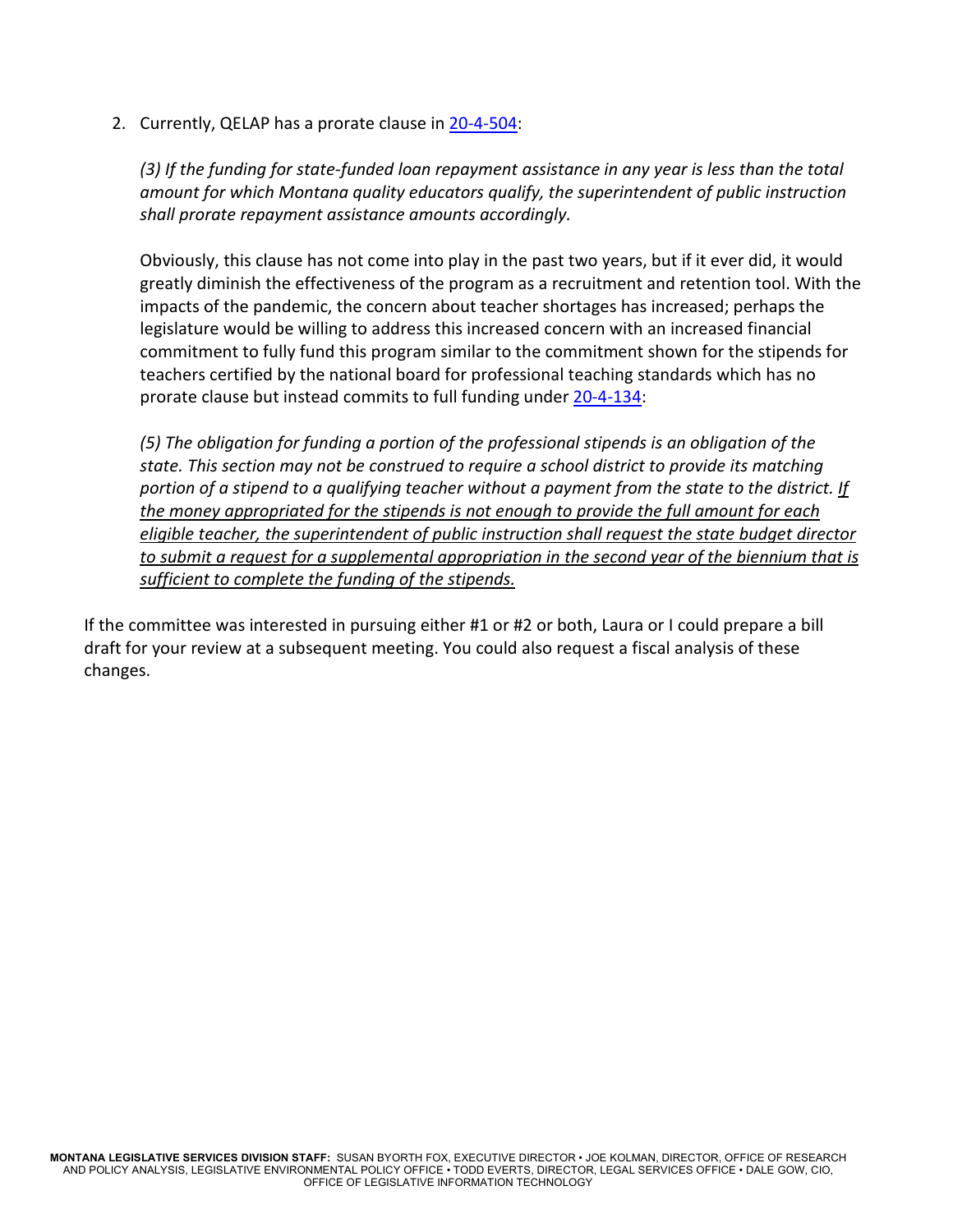2. Currently, QELAP has a prorate clause in [20-4-504](https://leg.mt.gov/bills/mca/title_0200/chapter_0040/part_0050/section_0040/0200-0040-0050-0040.html):

   *(3) If the funding for state-funded loan repayment assistance in any year is less than the total amount for which Montana quality educators qualify, the superintendent of public instruction shall prorate repayment assistance amounts accordingly.*

   Obviously, this clause has not come into play in the past two years, but if it ever did, it would greatly diminish the effectiveness of the program as a recruitment and retention tool. With the impacts of the pandemic, the concern about teacher shortages has increased; perhaps the legislature would be willing to address this increased concern with an increased financial commitment to fully fund this program similar to the commitment shown for the stipends for teachers certified by the national board for professional teaching standards which has no prorate clause but instead commits to full funding under [20-4-134](https://leg.mt.gov/bills/mca/title_0200/chapter_0040/part_0010/section_0340/0200-0040-0010-0340.html):

   *(5) The obligation for funding a portion of the professional stipends is an obligation of the state. This section may not be construed to require a school district to provide its matching portion of a stipend to a qualifying teacher without a payment from the state to the district. <u>If the money appropriated for the stipends is not enough to provide the full amount for each eligible teacher, the superintendent of public instruction shall request the state budget director to submit a request for a supplemental appropriation in the second year of the biennium that is sufficient to complete the funding of the stipends.</u>*

If the committee was interested in pursuing either #1 or #2 or both, Laura or I could prepare a bill draft for your review at a subsequent meeting. You could also request a fiscal analysis of these changes.

**MONTANA LEGISLATIVE SERVICES DIVISION STAFF:** SUSAN BYORTH FOX, EXECUTIVE DIRECTOR • JOE KOLMAN, DIRECTOR, OFFICE OF RESEARCH AND POLICY ANALYSIS, LEGISLATIVE ENVIRONMENTAL POLICY OFFICE • TODD EVERTS, DIRECTOR, LEGAL SERVICES OFFICE • DALE GOW, CIO, OFFICE OF LEGISLATIVE INFORMATION TECHNOLOGY